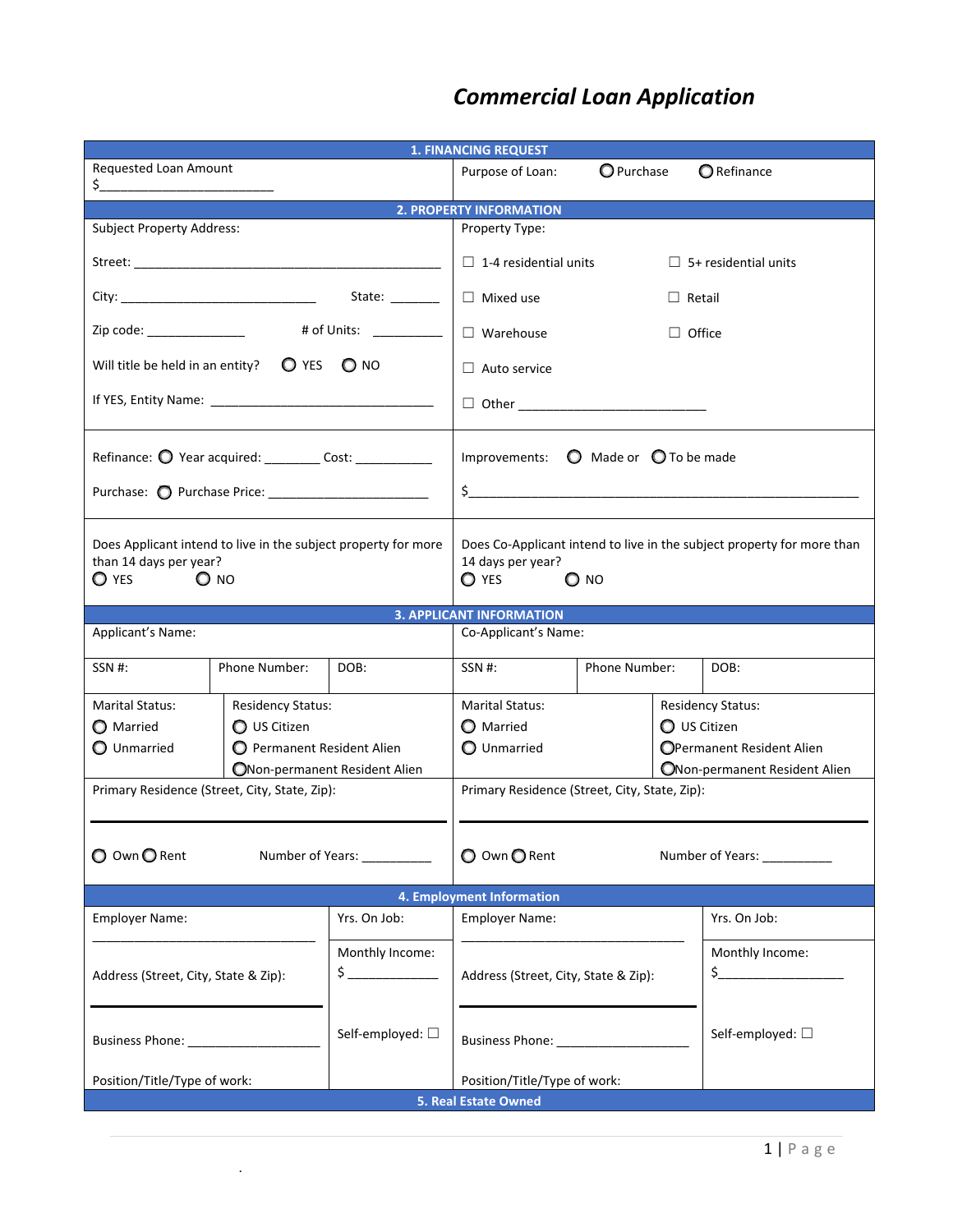# *Commercial Loan Application*

## 1. FINANCING REQUEST

Requested Loan Amount

$________________________

Purpose of Loan: ○ Purchase ○ Refinance

## 2. PROPERTY INFORMATION

**Subject Property Address:**

Street: ______________________________________________

City: ____________________________ State: _______

Zip code: ______________ # of Units: __________

Will title be held in an entity? ○ YES ○ NO

If YES, Entity Name: ________________________________

**Property Type:**

- ☐ 1-4 residential units
- ☐ 5+ residential units
- ☐ Mixed use
- ☐ Retail
- ☐ Warehouse
- ☐ Office
- ☐ Auto service
- ☐ Other ___________________________

Refinance: ○ Year acquired: ________ Cost: ___________

Purchase: ○ Purchase Price: ______________________

Improvements: ○ Made or ○ To be made

$__________________________________________________________

Does Applicant intend to live in the subject property for more than 14 days per year?
○ YES ○ NO

Does Co-Applicant intend to live in the subject property for more than 14 days per year?
○ YES ○ NO

## 3. APPLICANT INFORMATION

| Applicant's Name: | | | Co-Applicant's Name: | | |
|---|---|---|---|---|---|
| SSN #: | Phone Number: | DOB: | SSN #: | Phone Number: | DOB: |

| Marital Status: | Residency Status: | Marital Status: | Residency Status: |
|---|---|---|---|
| ○ Married<br>○ Unmarried | ○ US Citizen<br>○ Permanent Resident Alien<br>○ Non-permanent Resident Alien | ○ Married<br>○ Unmarried | ○ US Citizen<br>○ Permanent Resident Alien<br>○ Non-permanent Resident Alien |

| Applicant | Co-Applicant |
|---|---|
| Primary Residence (Street, City, State, Zip): | Primary Residence (Street, City, State, Zip): |
| ○ Own ○ Rent Number of Years: __________ | ○ Own ○ Rent Number of Years: __________ |

## 4. Employment Information

| Employer Name: | Yrs. On Job: | Employer Name: | Yrs. On Job: |
|---|---|---|---|
| Address (Street, City, State & Zip): | Monthly Income:<br>$ _____________ | Address (Street, City, State & Zip): | Monthly Income:<br>$_________________ |
| Business Phone: __________________ | Self-employed: ☐ | Business Phone: __________________ | Self-employed: ☐ |
| Position/Title/Type of work: | | Position/Title/Type of work: | |

## 5. Real Estate Owned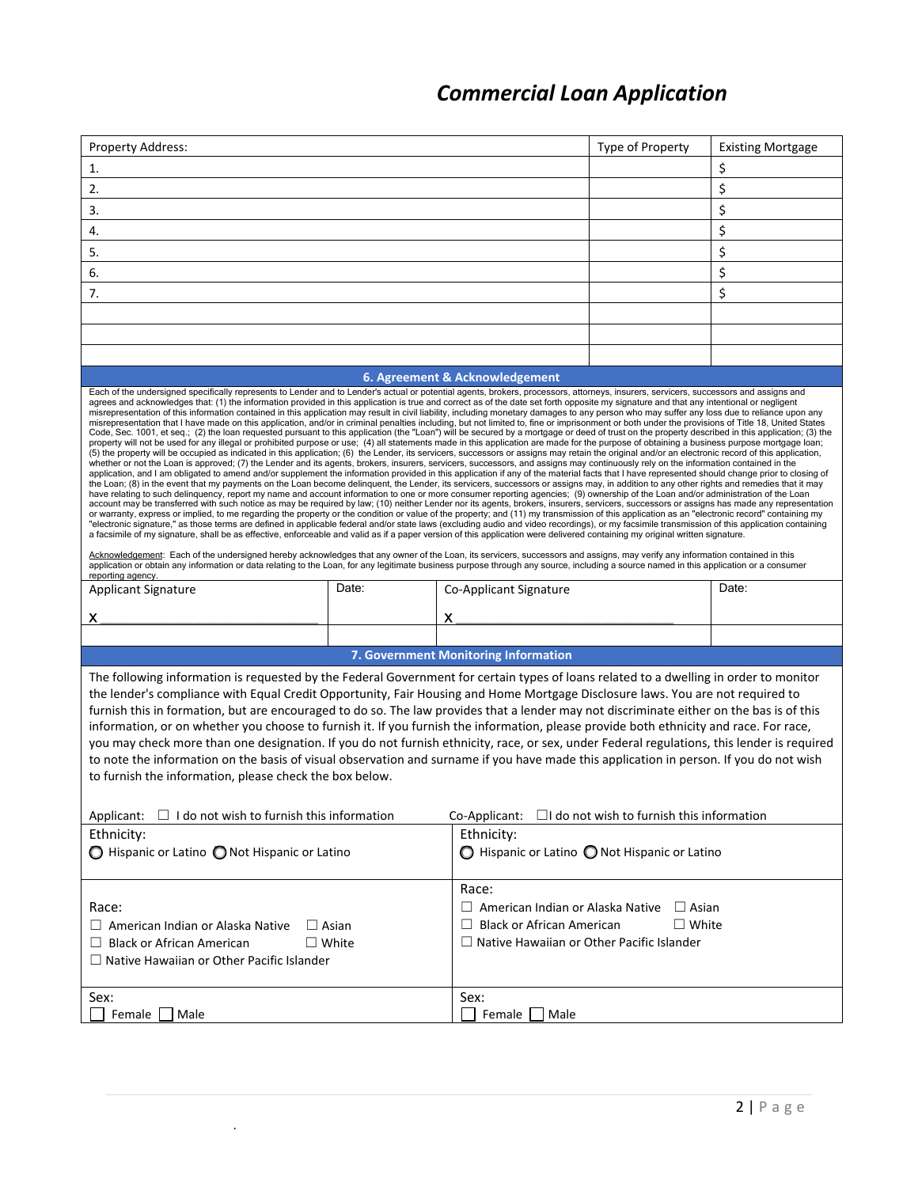# *Commercial Loan Application*

| Property Address: | Type of Property | Existing Mortgage |
|---|---|---|
| 1. | | $ |
| 2. | | $ |
| 3. | | $ |
| 4. | | $ |
| 5. | | $ |
| 6. | | $ |
| 7. | | $ |
| | | |
| | | |
| | | |

## 6. Agreement & Acknowledgement

Each of the undersigned specifically represents to Lender and to Lender's actual or potential agents, brokers, processors, attorneys, insurers, servicers, successors and assigns and agrees and acknowledges that: (1) the information provided in this application is true and correct as of the date set forth opposite my signature and that any intentional or negligent misrepresentation of this information contained in this application may result in civil liability, including monetary damages to any person who may suffer any loss due to reliance upon any misrepresentation that I have made on this application, and/or in criminal penalties including, but not limited to, fine or imprisonment or both under the provisions of Title 18, United States Code, Sec. 1001, et seq.; (2) the loan requested pursuant to this application (the "Loan") will be secured by a mortgage or deed of trust on the property described in this application; (3) the property will not be used for any illegal or prohibited purpose or use; (4) all statements made in this application are made for the purpose of obtaining a business purpose mortgage loan; (5) the property will be occupied as indicated in this application; (6) the Lender, its servicers, successors or assigns may retain the original and/or an electronic record of this application, whether or not the Loan is approved; (7) the Lender and its agents, brokers, insurers, servicers, successors, and assigns may continuously rely on the information contained in the application, and I am obligated to amend and/or supplement the information provided in this application if any of the material facts that I have represented should change prior to closing of the Loan; (8) in the event that my payments on the Loan become delinquent, the Lender, its servicers, successors or assigns may, in addition to any other rights and remedies that it may have relating to such delinquency, report my name and account information to one or more consumer reporting agencies; (9) ownership of the Loan and/or administration of the Loan account may be transferred with such notice as may be required by law; (10) neither Lender nor its agents, brokers, insurers, servicers, successors or assigns has made any representation or warranty, express or implied, to me regarding the property or the condition or value of the property; and (11) my transmission of this application as an "electronic record" containing my "electronic signature," as those terms are defined in applicable federal and/or state laws (excluding audio and video recordings), or my facsimile transmission of this application containing a facsimile of my signature, shall be as effective, enforceable and valid as if a paper version of this application were delivered containing my original written signature.

Acknowledgement: Each of the undersigned hereby acknowledges that any owner of the Loan, its servicers, successors and assigns, may verify any information contained in this application or obtain any information or data relating to the Loan, for any legitimate business purpose through any source, including a source named in this application or a consumer reporting agency.

| Applicant Signature | Date: | Co-Applicant Signature | Date: |
|---|---|---|---|
| X ______________________________ | | X ______________________________ | |
| | | | |

## 7. Government Monitoring Information

The following information is requested by the Federal Government for certain types of loans related to a dwelling in order to monitor the lender's compliance with Equal Credit Opportunity, Fair Housing and Home Mortgage Disclosure laws. You are not required to furnish this in formation, but are encouraged to do so. The law provides that a lender may not discriminate either on the bas is of this information, or on whether you choose to furnish it. If you furnish the information, please provide both ethnicity and race. For race, you may check more than one designation. If you do not furnish ethnicity, race, or sex, under Federal regulations, this lender is required to note the information on the basis of visual observation and surname if you have made this application in person. If you do not wish to furnish the information, please check the box below.

| Applicant: ☐ I do not wish to furnish this information | Co-Applicant: ☐I do not wish to furnish this information |
|---|---|
| Ethnicity:<br>◯ Hispanic or Latino ◯ Not Hispanic or Latino | Ethnicity:<br>◯ Hispanic or Latino ◯ Not Hispanic or Latino |
| Race:<br>☐ American Indian or Alaska Native ☐ Asian<br>☐ Black or African American ☐ White<br>☐ Native Hawaiian or Other Pacific Islander | Race:<br>☐ American Indian or Alaska Native ☐ Asian<br>☐ Black or African American ☐ White<br>☐ Native Hawaiian or Other Pacific Islander |
| Sex:<br>☐ Female ☐ Male | Sex:<br>☐ Female ☐ Male |